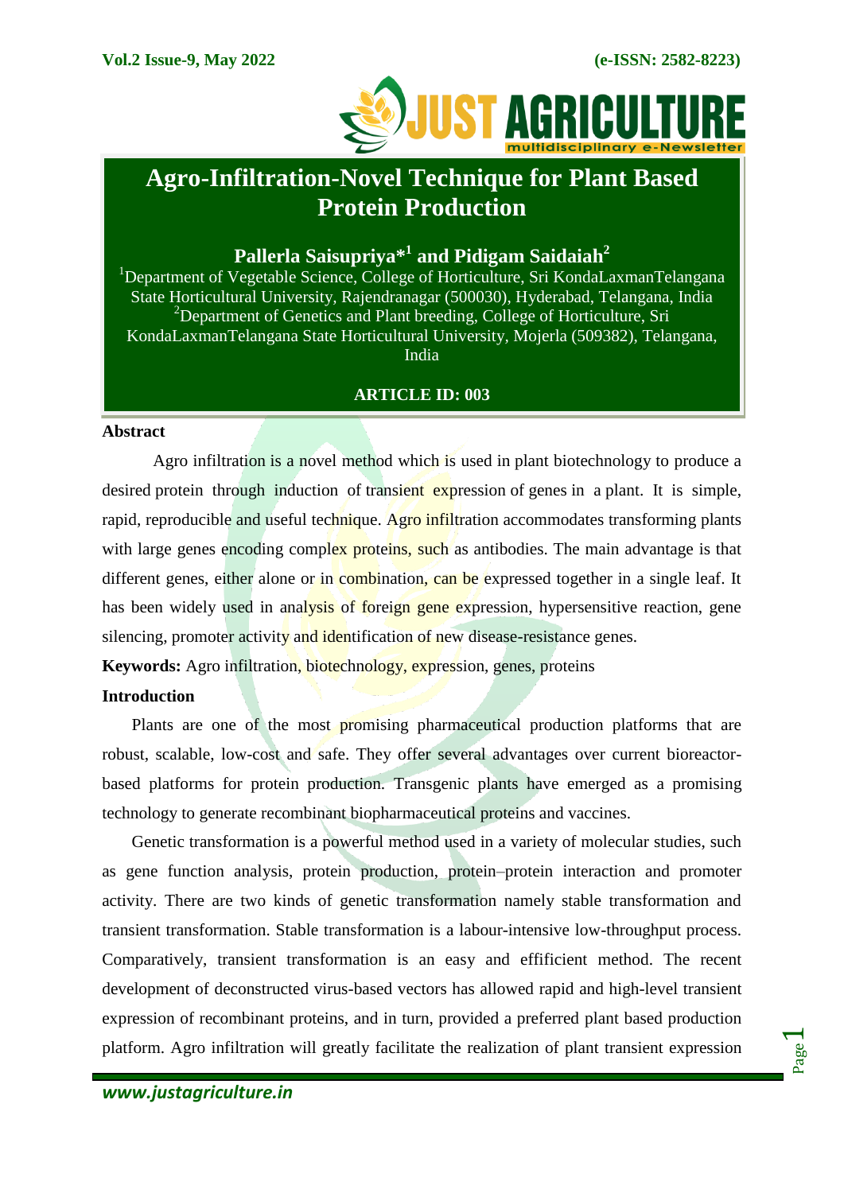# Agro-Infiltration-Novel Technique for Plant Based Protein Production

**Pallerla Saisupriya*[1] and Pidigam Saidaiah[2]**

[1]Department of Vegetable Science, College of Horticulture, Sri KondaLaxmanTelangana State Horticultural University, Rajendranagar (500030), Hyderabad, Telangana, India
[2]Department of Genetics and Plant breeding, College of Horticulture, Sri KondaLaxmanTelangana State Horticultural University, Mojerla (509382), Telangana, India

**ARTICLE ID: 003**

## Abstract

Agro infiltration is a novel method which is used in plant biotechnology to produce a desired protein through induction of transient expression of genes in a plant. It is simple, rapid, reproducible and useful technique. Agro infiltration accommodates transforming plants with large genes encoding complex proteins, such as antibodies. The main advantage is that different genes, either alone or in combination, can be expressed together in a single leaf. It has been widely used in analysis of foreign gene expression, hypersensitive reaction, gene silencing, promoter activity and identification of new disease-resistance genes.

**Keywords:** Agro infiltration, biotechnology, expression, genes, proteins

## Introduction

Plants are one of the most promising pharmaceutical production platforms that are robust, scalable, low-cost and safe. They offer several advantages over current bioreactor-based platforms for protein production. Transgenic plants have emerged as a promising technology to generate recombinant biopharmaceutical proteins and vaccines.

Genetic transformation is a powerful method used in a variety of molecular studies, such as gene function analysis, protein production, protein–protein interaction and promoter activity. There are two kinds of genetic transformation namely stable transformation and transient transformation. Stable transformation is a labour-intensive low-throughput process. Comparatively, transient transformation is an easy and effificient method. The recent development of deconstructed virus-based vectors has allowed rapid and high-level transient expression of recombinant proteins, and in turn, provided a preferred plant based production platform. Agro infiltration will greatly facilitate the realization of plant transient expression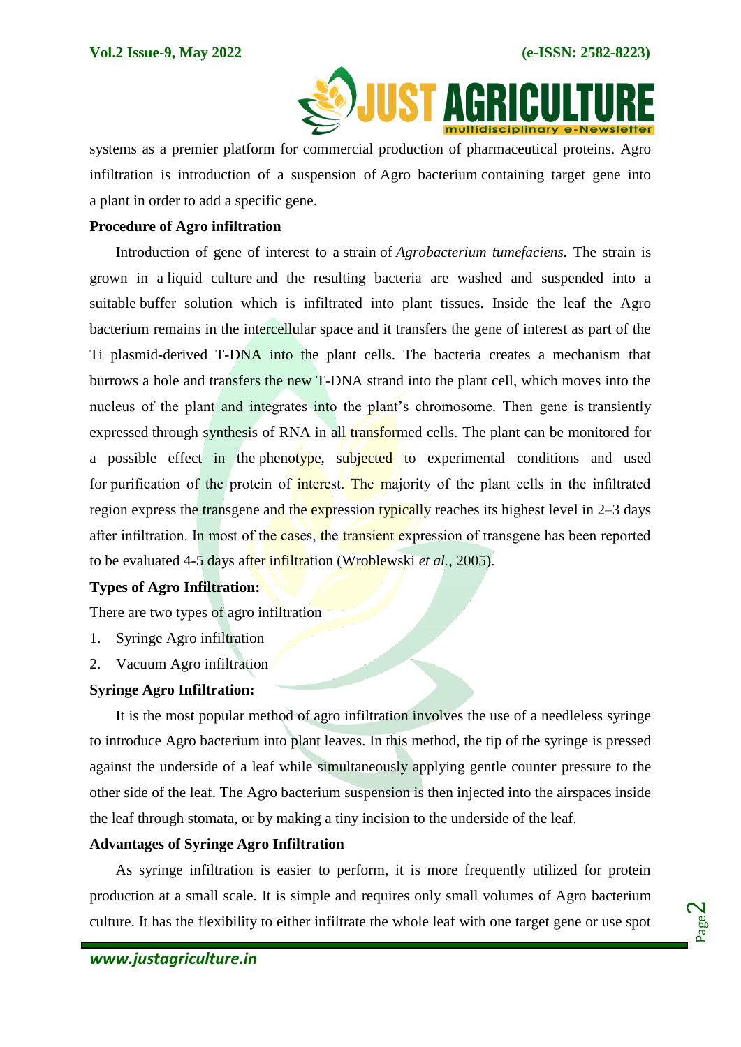systems as a premier platform for commercial production of pharmaceutical proteins. Agro infiltration is introduction of a suspension of Agro bacterium containing target gene into a plant in order to add a specific gene.

**Procedure of Agro infiltration**

Introduction of gene of interest to a strain of *Agrobacterium tumefaciens.* The strain is grown in a liquid culture and the resulting bacteria are washed and suspended into a suitable buffer solution which is infiltrated into plant tissues. Inside the leaf the Agro bacterium remains in the intercellular space and it transfers the gene of interest as part of the Ti plasmid-derived T-DNA into the plant cells. The bacteria creates a mechanism that burrows a hole and transfers the new T-DNA strand into the plant cell, which moves into the nucleus of the plant and integrates into the plant's chromosome. Then gene is transiently expressed through synthesis of RNA in all transformed cells. The plant can be monitored for a possible effect in the phenotype, subjected to experimental conditions and used for purification of the protein of interest. The majority of the plant cells in the infiltrated region express the transgene and the expression typically reaches its highest level in 2–3 days after infiltration. In most of the cases, the transient expression of transgene has been reported to be evaluated 4-5 days after infiltration (Wroblewski *et al.,* 2005).

**Types of Agro Infiltration:**

There are two types of agro infiltration

1. Syringe Agro infiltration
2. Vacuum Agro infiltration

**Syringe Agro Infiltration:**

It is the most popular method of agro infiltration involves the use of a needleless syringe to introduce Agro bacterium into plant leaves. In this method, the tip of the syringe is pressed against the underside of a leaf while simultaneously applying gentle counter pressure to the other side of the leaf. The Agro bacterium suspension is then injected into the airspaces inside the leaf through stomata, or by making a tiny incision to the underside of the leaf.

**Advantages of Syringe Agro Infiltration**

As syringe infiltration is easier to perform, it is more frequently utilized for protein production at a small scale. It is simple and requires only small volumes of Agro bacterium culture. It has the flexibility to either infiltrate the whole leaf with one target gene or use spot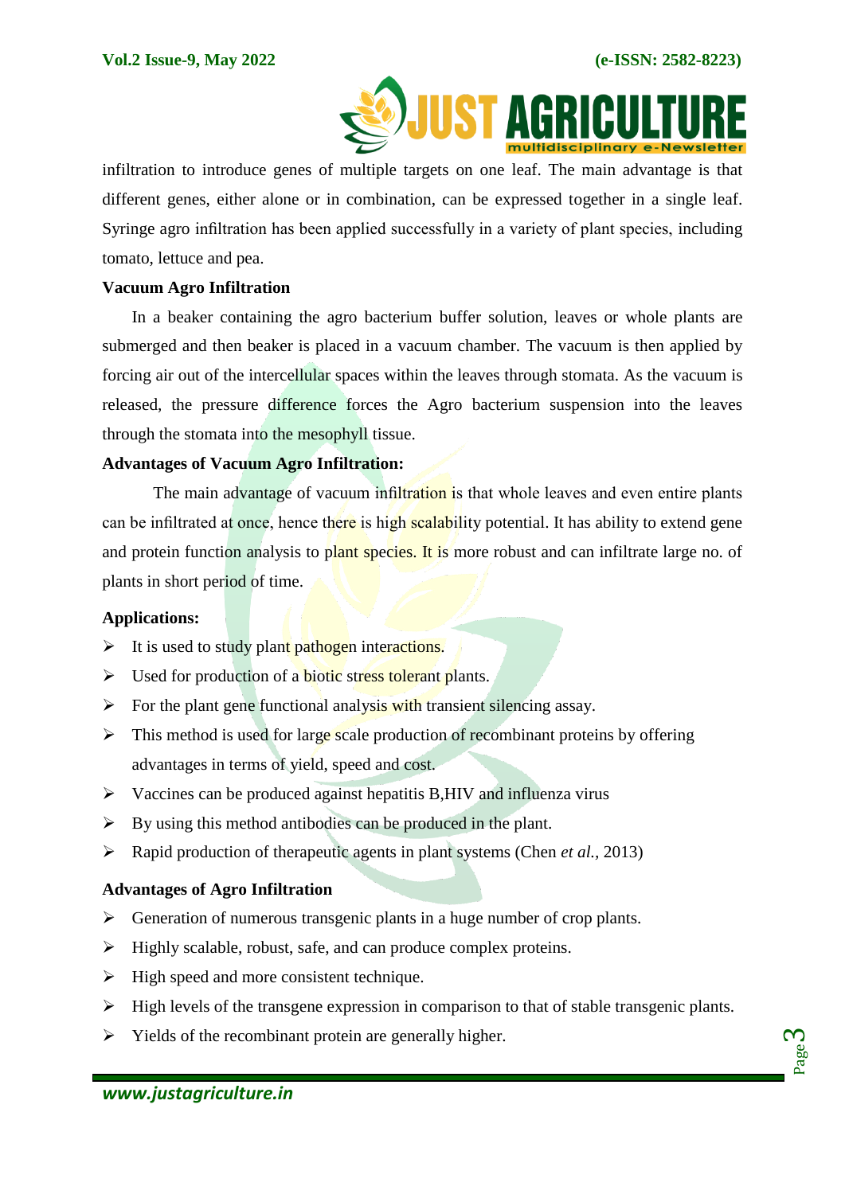infiltration to introduce genes of multiple targets on one leaf. The main advantage is that different genes, either alone or in combination, can be expressed together in a single leaf. Syringe agro infiltration has been applied successfully in a variety of plant species, including tomato, lettuce and pea.

**Vacuum Agro Infiltration**

In a beaker containing the agro bacterium buffer solution, leaves or whole plants are submerged and then beaker is placed in a vacuum chamber. The vacuum is then applied by forcing air out of the intercellular spaces within the leaves through stomata. As the vacuum is released, the pressure difference forces the Agro bacterium suspension into the leaves through the stomata into the mesophyll tissue.

**Advantages of Vacuum Agro Infiltration:**

The main advantage of vacuum infiltration is that whole leaves and even entire plants can be infiltrated at once, hence there is high scalability potential. It has ability to extend gene and protein function analysis to plant species. It is more robust and can infiltrate large no. of plants in short period of time.

**Applications:**

- It is used to study plant pathogen interactions.
- Used for production of a biotic stress tolerant plants.
- For the plant gene functional analysis with transient silencing assay.
- This method is used for large scale production of recombinant proteins by offering advantages in terms of yield, speed and cost.
- Vaccines can be produced against hepatitis B,HIV and influenza virus
- By using this method antibodies can be produced in the plant.
- Rapid production of therapeutic agents in plant systems (Chen *et al.,* 2013)

**Advantages of Agro Infiltration**

- Generation of numerous transgenic plants in a huge number of crop plants.
- Highly scalable, robust, safe, and can produce complex proteins.
- High speed and more consistent technique.
- High levels of the transgene expression in comparison to that of stable transgenic plants.
- Yields of the recombinant protein are generally higher.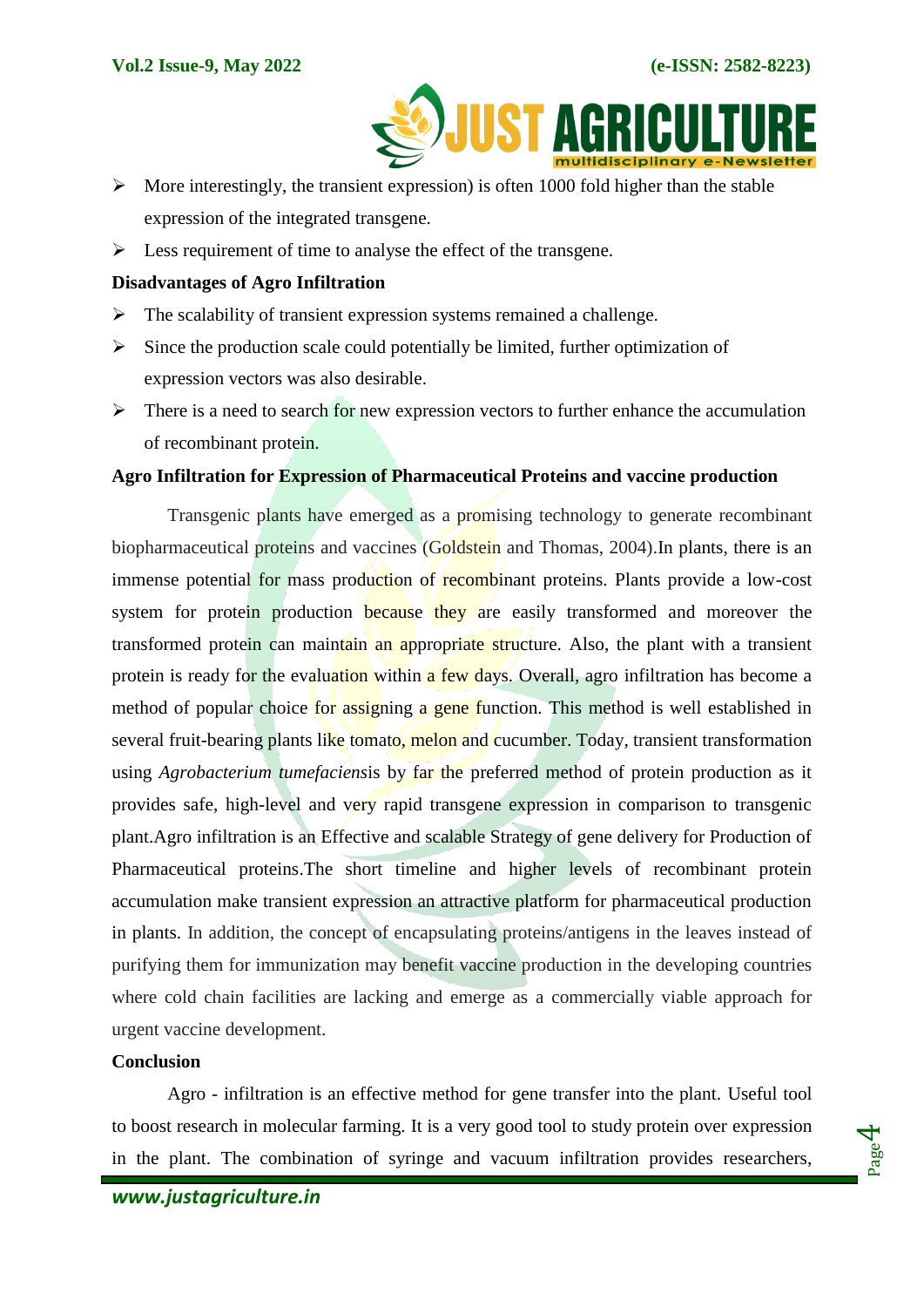- More interestingly, the transient expression) is often 1000 fold higher than the stable expression of the integrated transgene.
- Less requirement of time to analyse the effect of the transgene.

**Disadvantages of Agro Infiltration**

- The scalability of transient expression systems remained a challenge.
- Since the production scale could potentially be limited, further optimization of expression vectors was also desirable.
- There is a need to search for new expression vectors to further enhance the accumulation of recombinant protein.

**Agro Infiltration for Expression of Pharmaceutical Proteins and vaccine production**

Transgenic plants have emerged as a promising technology to generate recombinant biopharmaceutical proteins and vaccines (Goldstein and Thomas, 2004).In plants, there is an immense potential for mass production of recombinant proteins. Plants provide a low-cost system for protein production because they are easily transformed and moreover the transformed protein can maintain an appropriate structure. Also, the plant with a transient protein is ready for the evaluation within a few days. Overall, agro infiltration has become a method of popular choice for assigning a gene function. This method is well established in several fruit-bearing plants like tomato, melon and cucumber. Today, transient transformation using *Agrobacterium tumefaciens*is by far the preferred method of protein production as it provides safe, high-level and very rapid transgene expression in comparison to transgenic plant.Agro infiltration is an Effective and scalable Strategy of gene delivery for Production of Pharmaceutical proteins.The short timeline and higher levels of recombinant protein accumulation make transient expression an attractive platform for pharmaceutical production in plants. In addition, the concept of encapsulating proteins/antigens in the leaves instead of purifying them for immunization may benefit vaccine production in the developing countries where cold chain facilities are lacking and emerge as a commercially viable approach for urgent vaccine development.

**Conclusion**

Agro - infiltration is an effective method for gene transfer into the plant. Useful tool to boost research in molecular farming. It is a very good tool to study protein over expression in the plant. The combination of syringe and vacuum infiltration provides researchers,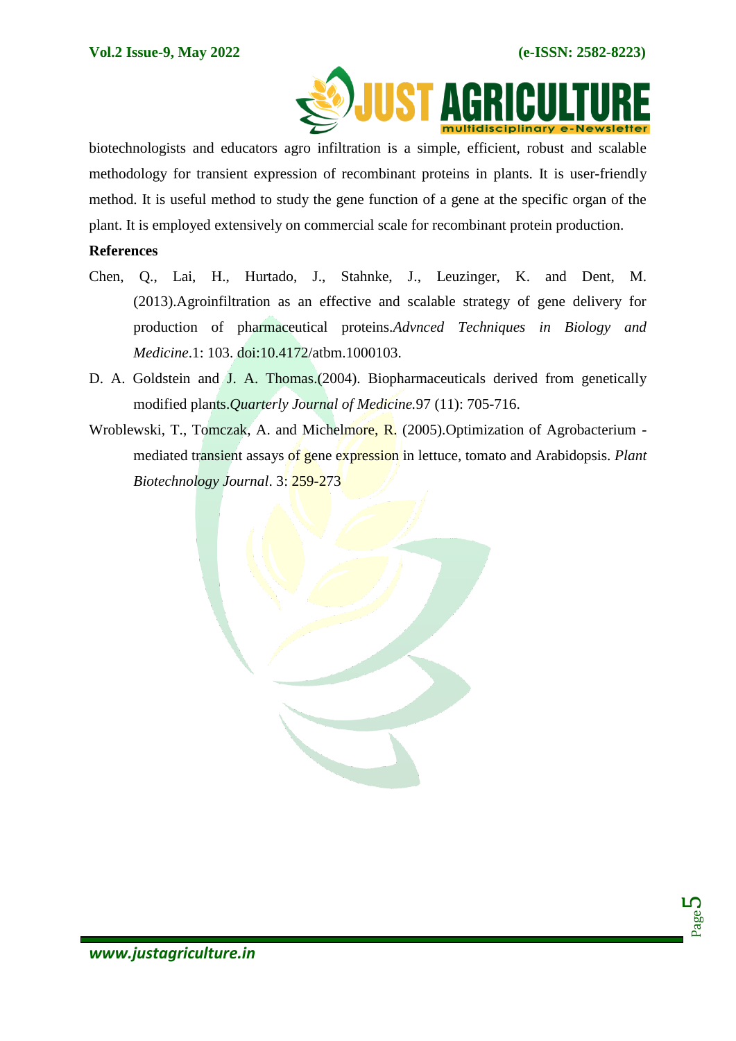biotechnologists and educators agro infiltration is a simple, efficient, robust and scalable methodology for transient expression of recombinant proteins in plants. It is user-friendly method. It is useful method to study the gene function of a gene at the specific organ of the plant. It is employed extensively on commercial scale for recombinant protein production.

**References**

Chen, Q., Lai, H., Hurtado, J., Stahnke, J., Leuzinger, K. and Dent, M. (2013).Agroinfiltration as an effective and scalable strategy of gene delivery for production of pharmaceutical proteins.*Advnced Techniques in Biology and Medicine*.1: 103. doi:10.4172/atbm.1000103.

D. A. Goldstein and J. A. Thomas.(2004). Biopharmaceuticals derived from genetically modified plants.*Quarterly Journal of Medicine.*97 (11): 705-716.

Wroblewski, T., Tomczak, A. and Michelmore, R. (2005).Optimization of Agrobacterium -mediated transient assays of gene expression in lettuce, tomato and Arabidopsis. *Plant Biotechnology Journal*. 3: 259-273